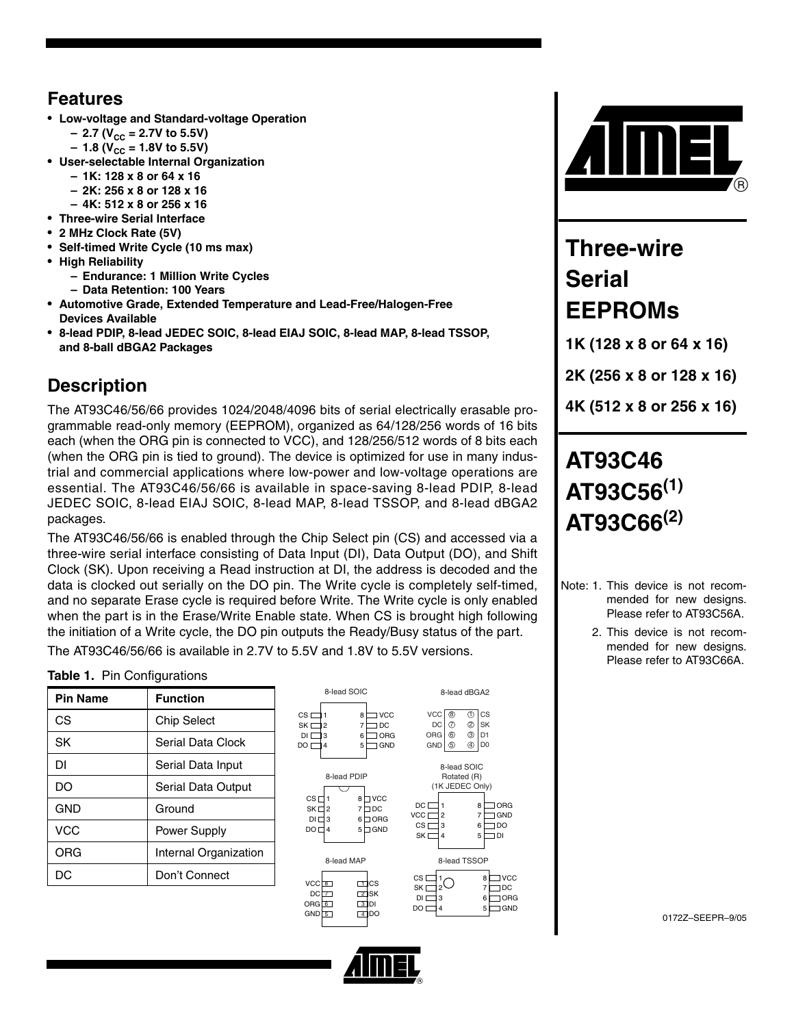# Three-wire Serial EEPROMs

**1K (128 x 8 or 64 x 16)**

**2K (256 x 8 or 128 x 16)**

**4K (512 x 8 or 256 x 16)**

# AT93C46
# AT93C56[1]
# AT93C66[2]

Note: 1. This device is not recommended for new designs. Please refer to AT93C56A.

2. This device is not recommended for new designs. Please refer to AT93C66A.

## Features

- **Low-voltage and Standard-voltage Operation**
  - **2.7 ($V_{CC}$ = 2.7V to 5.5V)**
  - **1.8 ($V_{CC}$ = 1.8V to 5.5V)**
- **User-selectable Internal Organization**
  - **1K: 128 x 8 or 64 x 16**
  - **2K: 256 x 8 or 128 x 16**
  - **4K: 512 x 8 or 256 x 16**
- **Three-wire Serial Interface**
- **2 MHz Clock Rate (5V)**
- **Self-timed Write Cycle (10 ms max)**
- **High Reliability**
  - **Endurance: 1 Million Write Cycles**
  - **Data Retention: 100 Years**
- **Automotive Grade, Extended Temperature and Lead-Free/Halogen-Free Devices Available**
- **8-lead PDIP, 8-lead JEDEC SOIC, 8-lead EIAJ SOIC, 8-lead MAP, 8-lead TSSOP, and 8-ball dBGA2 Packages**

## Description

The AT93C46/56/66 provides 1024/2048/4096 bits of serial electrically erasable programmable read-only memory (EEPROM), organized as 64/128/256 words of 16 bits each (when the ORG pin is connected to VCC), and 128/256/512 words of 8 bits each (when the ORG pin is tied to ground). The device is optimized for use in many industrial and commercial applications where low-power and low-voltage operations are essential. The AT93C46/56/66 is available in space-saving 8-lead PDIP, 8-lead JEDEC SOIC, 8-lead EIAJ SOIC, 8-lead MAP, 8-lead TSSOP, and 8-lead dBGA2 packages.

The AT93C46/56/66 is enabled through the Chip Select pin (CS) and accessed via a three-wire serial interface consisting of Data Input (DI), Data Output (DO), and Shift Clock (SK). Upon receiving a Read instruction at DI, the address is decoded and the data is clocked out serially on the DO pin. The Write cycle is completely self-timed, and no separate Erase cycle is required before Write. The Write cycle is only enabled when the part is in the Erase/Write Enable state. When CS is brought high following the initiation of a Write cycle, the DO pin outputs the Ready/Busy status of the part.

The AT93C46/56/66 is available in 2.7V to 5.5V and 1.8V to 5.5V versions.

**Table 1.** Pin Configurations

| Pin Name | Function |
|---|---|
| CS | Chip Select |
| SK | Serial Data Clock |
| DI | Serial Data Input |
| DO | Serial Data Output |
| GND | Ground |
| VCC | Power Supply |
| ORG | Internal Organization |
| DC | Don't Connect |

8-lead SOIC

| Pin | Name | Pin | Name |
|---|---|---|---|
| 1 | CS | 8 | VCC |
| 2 | SK | 7 | DC |
| 3 | DI | 6 | ORG |
| 4 | DO | 5 | GND |

8-lead dBGA2

| Ball | Name | Ball | Name |
|---|---|---|---|
| 8 | VCC | 1 | CS |
| 7 | DC | 2 | SK |
| 6 | ORG | 3 | D1 |
| 5 | GND | 4 | D0 |

8-lead PDIP

| Pin | Name | Pin | Name |
|---|---|---|---|
| 1 | CS | 8 | VCC |
| 2 | SK | 7 | DC |
| 3 | DI | 6 | ORG |
| 4 | DO | 5 | GND |

8-lead SOIC Rotated (R) (1K JEDEC Only)

| Pin | Name | Pin | Name |
|---|---|---|---|
| 1 | DC | 8 | ORG |
| 2 | VCC | 7 | GND |
| 3 | CS | 6 | DO |
| 4 | SK | 5 | DI |

8-lead MAP

| Pin | Name | Pin | Name |
|---|---|---|---|
| 8 | VCC | 1 | CS |
| 7 | DC | 2 | SK |
| 6 | ORG | 3 | DI |
| 5 | GND | 4 | DO |

8-lead TSSOP

| Pin | Name | Pin | Name |
|---|---|---|---|
| 1 | CS | 8 | VCC |
| 2 | SK | 7 | DC |
| 3 | DI | 6 | ORG |
| 4 | DO | 5 | GND |

0172Z–SEEPR–9/05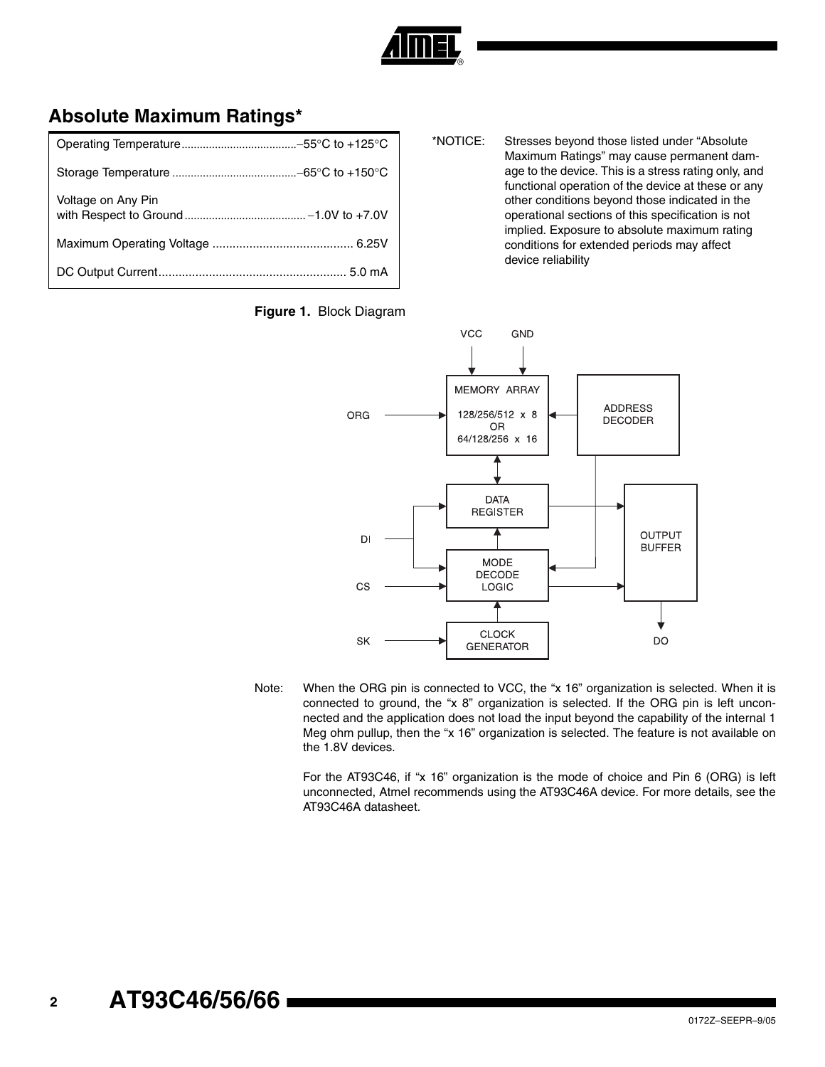## Absolute Maximum Ratings*

| | |
|---|---|
| Operating Temperature | –55°C to +125°C |
| Storage Temperature | –65°C to +150°C |
| Voltage on Any Pin with Respect to Ground | −1.0V to +7.0V |
| Maximum Operating Voltage | 6.25V |
| DC Output Current | 5.0 mA |

*NOTICE: Stresses beyond those listed under "Absolute Maximum Ratings" may cause permanent damage to the device. This is a stress rating only, and functional operation of the device at these or any other conditions beyond those indicated in the operational sections of this specification is not implied. Exposure to absolute maximum rating conditions for extended periods may affect device reliability

**Figure 1.** Block Diagram

Note: When the ORG pin is connected to VCC, the "x 16" organization is selected. When it is connected to ground, the "x 8" organization is selected. If the ORG pin is left unconnected and the application does not load the input beyond the capability of the internal 1 Meg ohm pullup, then the "x 16" organization is selected. The feature is not available on the 1.8V devices.

For the AT93C46, if "x 16" organization is the mode of choice and Pin 6 (ORG) is left unconnected, Atmel recommends using the AT93C46A device. For more details, see the AT93C46A datasheet.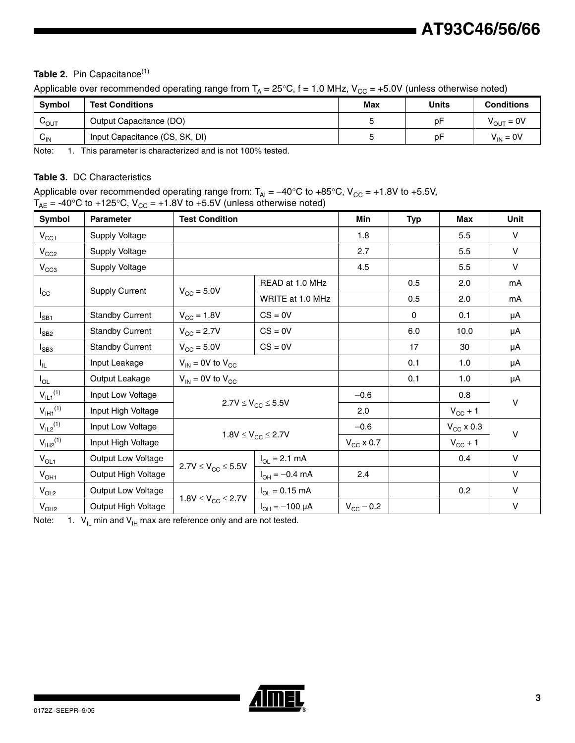**Table 2.** Pin Capacitance[1]

Applicable over recommended operating range from $T_A = 25°C$, f = 1.0 MHz, $V_{CC}$ = +5.0V (unless otherwise noted)

| Symbol | Test Conditions | Max | Units | Conditions |
|---|---|---|---|---|
| $C_{OUT}$ | Output Capacitance (DO) | 5 | pF | $V_{OUT}$ = 0V |
| $C_{IN}$ | Input Capacitance (CS, SK, DI) | 5 | pF | $V_{IN}$ = 0V |

Note: 1. This parameter is characterized and is not 100% tested.

**Table 3.** DC Characteristics

Applicable over recommended operating range from: $T_{AI}$ = −40°C to +85°C, $V_{CC}$ = +1.8V to +5.5V, $T_{AE}$ = -40°C to +125°C, $V_{CC}$ = +1.8V to +5.5V (unless otherwise noted)

| Symbol | Parameter | Test Condition | | Min | Typ | Max | Unit |
|---|---|---|---|---|---|---|---|
| $V_{CC1}$ | Supply Voltage | | | 1.8 | | 5.5 | V |
| $V_{CC2}$ | Supply Voltage | | | 2.7 | | 5.5 | V |
| $V_{CC3}$ | Supply Voltage | | | 4.5 | | 5.5 | V |
| $I_{CC}$ | Supply Current | $V_{CC}$ = 5.0V | READ at 1.0 MHz | | 0.5 | 2.0 | mA |
| | | | WRITE at 1.0 MHz | | 0.5 | 2.0 | mA |
| $I_{SB1}$ | Standby Current | $V_{CC}$ = 1.8V | CS = 0V | | 0 | 0.1 | μA |
| $I_{SB2}$ | Standby Current | $V_{CC}$ = 2.7V | CS = 0V | | 6.0 | 10.0 | μA |
| $I_{SB3}$ | Standby Current | $V_{CC}$ = 5.0V | CS = 0V | | 17 | 30 | μA |
| $I_{IL}$ | Input Leakage | $V_{IN}$ = 0V to $V_{CC}$ | | | 0.1 | 1.0 | μA |
| $I_{OL}$ | Output Leakage | $V_{IN}$ = 0V to $V_{CC}$ | | | 0.1 | 1.0 | μA |
| $V_{IL1}$[1] | Input Low Voltage | 2.7V ≤ $V_{CC}$ ≤ 5.5V | | −0.6 | | 0.8 | V |
| $V_{IH1}$[1] | Input High Voltage | | | 2.0 | | $V_{CC}$ + 1 | |
| $V_{IL2}$[1] | Input Low Voltage | 1.8V ≤ $V_{CC}$ ≤ 2.7V | | −0.6 | | $V_{CC}$ x 0.3 | V |
| $V_{IH2}$[1] | Input High Voltage | | | $V_{CC}$ x 0.7 | | $V_{CC}$ + 1 | |
| $V_{OL1}$ | Output Low Voltage | 2.7V ≤ $V_{CC}$ ≤ 5.5V | $I_{OL}$ = 2.1 mA | | | 0.4 | V |
| $V_{OH1}$ | Output High Voltage | | $I_{OH}$ = −0.4 mA | 2.4 | | | V |
| $V_{OL2}$ | Output Low Voltage | 1.8V ≤ $V_{CC}$ ≤ 2.7V | $I_{OL}$ = 0.15 mA | | | 0.2 | V |
| $V_{OH2}$ | Output High Voltage | | $I_{OH}$ = −100 μA | $V_{CC}$ – 0.2 | | | V |

Note: 1. $V_{IL}$ min and $V_{IH}$ max are reference only and are not tested.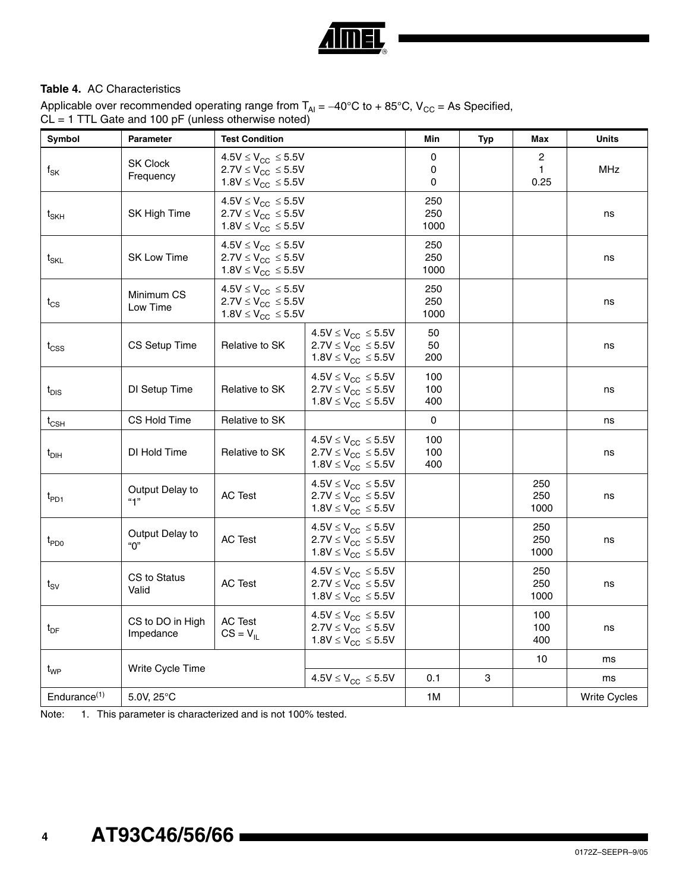**Table 4.** AC Characteristics

Applicable over recommended operating range from $T_{AI}$ = –40°C to + 85°C, $V_{CC}$ = As Specified, CL = 1 TTL Gate and 100 pF (unless otherwise noted)

| Symbol | Parameter | Test Condition | | Min | Typ | Max | Units |
|---|---|---|---|---|---|---|---|
| $f_{SK}$ | SK Clock Frequency | $4.5V \leq V_{CC} \leq 5.5V$<br>$2.7V \leq V_{CC} \leq 5.5V$<br>$1.8V \leq V_{CC} \leq 5.5V$ | | 0<br>0<br>0 | | 2<br>1<br>0.25 | MHz |
| $t_{SKH}$ | SK High Time | $4.5V \leq V_{CC} \leq 5.5V$<br>$2.7V \leq V_{CC} \leq 5.5V$<br>$1.8V \leq V_{CC} \leq 5.5V$ | | 250<br>250<br>1000 | | | ns |
| $t_{SKL}$ | SK Low Time | $4.5V \leq V_{CC} \leq 5.5V$<br>$2.7V \leq V_{CC} \leq 5.5V$<br>$1.8V \leq V_{CC} \leq 5.5V$ | | 250<br>250<br>1000 | | | ns |
| $t_{CS}$ | Minimum CS Low Time | $4.5V \leq V_{CC} \leq 5.5V$<br>$2.7V \leq V_{CC} \leq 5.5V$<br>$1.8V \leq V_{CC} \leq 5.5V$ | | 250<br>250<br>1000 | | | ns |
| $t_{CSS}$ | CS Setup Time | Relative to SK | $4.5V \leq V_{CC} \leq 5.5V$<br>$2.7V \leq V_{CC} \leq 5.5V$<br>$1.8V \leq V_{CC} \leq 5.5V$ | 50<br>50<br>200 | | | ns |
| $t_{DIS}$ | DI Setup Time | Relative to SK | $4.5V \leq V_{CC} \leq 5.5V$<br>$2.7V \leq V_{CC} \leq 5.5V$<br>$1.8V \leq V_{CC} \leq 5.5V$ | 100<br>100<br>400 | | | ns |
| $t_{CSH}$ | CS Hold Time | Relative to SK | | 0 | | | ns |
| $t_{DIH}$ | DI Hold Time | Relative to SK | $4.5V \leq V_{CC} \leq 5.5V$<br>$2.7V \leq V_{CC} \leq 5.5V$<br>$1.8V \leq V_{CC} \leq 5.5V$ | 100<br>100<br>400 | | | ns |
| $t_{PD1}$ | Output Delay to "1" | AC Test | $4.5V \leq V_{CC} \leq 5.5V$<br>$2.7V \leq V_{CC} \leq 5.5V$<br>$1.8V \leq V_{CC} \leq 5.5V$ | | | 250<br>250<br>1000 | ns |
| $t_{PD0}$ | Output Delay to "0" | AC Test | $4.5V \leq V_{CC} \leq 5.5V$<br>$2.7V \leq V_{CC} \leq 5.5V$<br>$1.8V \leq V_{CC} \leq 5.5V$ | | | 250<br>250<br>1000 | ns |
| $t_{SV}$ | CS to Status Valid | AC Test | $4.5V \leq V_{CC} \leq 5.5V$<br>$2.7V \leq V_{CC} \leq 5.5V$<br>$1.8V \leq V_{CC} \leq 5.5V$ | | | 250<br>250<br>1000 | ns |
| $t_{DF}$ | CS to DO in High Impedance | AC Test<br>$CS = V_{IL}$ | $4.5V \leq V_{CC} \leq 5.5V$<br>$2.7V \leq V_{CC} \leq 5.5V$<br>$1.8V \leq V_{CC} \leq 5.5V$ | | | 100<br>100<br>400 | ns |
| $t_{WP}$ | Write Cycle Time | | | | | 10 | ms |
| | | | $4.5V \leq V_{CC} \leq 5.5V$ | 0.1 | 3 | | ms |
| Endurance[1] | 5.0V, 25°C | | | 1M | | | Write Cycles |

Note: 1. This parameter is characterized and is not 100% tested.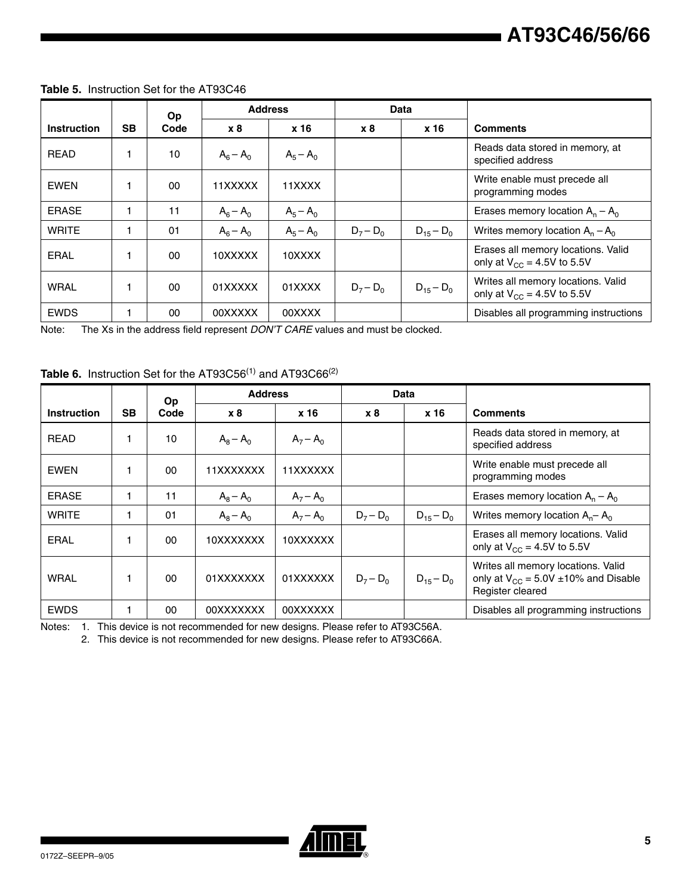**Table 5.** Instruction Set for the AT93C46

| Instruction | SB | Op Code | Address | | Data | | Comments |
|---|---|---|---|---|---|---|---|
| | | | x 8 | x 16 | x 8 | x 16 | |
| READ | 1 | 10 | $A_6 – A_0$ | $A_5 – A_0$ | | | Reads data stored in memory, at specified address |
| EWEN | 1 | 00 | 11XXXXX | 11XXXX | | | Write enable must precede all programming modes |
| ERASE | 1 | 11 | $A_6 – A_0$ | $A_5 – A_0$ | | | Erases memory location $A_n – A_0$ |
| WRITE | 1 | 01 | $A_6 – A_0$ | $A_5 – A_0$ | $D_7 – D_0$ | $D_{15} – D_0$ | Writes memory location $A_n – A_0$ |
| ERAL | 1 | 00 | 10XXXXX | 10XXXX | | | Erases all memory locations. Valid only at $V_{CC}$ = 4.5V to 5.5V |
| WRAL | 1 | 00 | 01XXXXX | 01XXXX | $D_7 – D_0$ | $D_{15} – D_0$ | Writes all memory locations. Valid only at $V_{CC}$ = 4.5V to 5.5V |
| EWDS | 1 | 00 | 00XXXXX | 00XXXX | | | Disables all programming instructions |

Note: The Xs in the address field represent *DON'T CARE* values and must be clocked.

**Table 6.** Instruction Set for the AT93C56(1) and AT93C66(2)

| Instruction | SB | Op Code | Address | | Data | | Comments |
|---|---|---|---|---|---|---|---|
| | | | x 8 | x 16 | x 8 | x 16 | |
| READ | 1 | 10 | $A_8 – A_0$ | $A_7 – A_0$ | | | Reads data stored in memory, at specified address |
| EWEN | 1 | 00 | 11XXXXXXX | 11XXXXXX | | | Write enable must precede all programming modes |
| ERASE | 1 | 11 | $A_8 – A_0$ | $A_7 – A_0$ | | | Erases memory location $A_n – A_0$ |
| WRITE | 1 | 01 | $A_8 – A_0$ | $A_7 – A_0$ | $D_7 – D_0$ | $D_{15} – D_0$ | Writes memory location $A_n – A_0$ |
| ERAL | 1 | 00 | 10XXXXXXX | 10XXXXXX | | | Erases all memory locations. Valid only at $V_{CC}$ = 4.5V to 5.5V |
| WRAL | 1 | 00 | 01XXXXXXX | 01XXXXXX | $D_7 – D_0$ | $D_{15} – D_0$ | Writes all memory locations. Valid only at $V_{CC}$ = 5.0V ±10% and Disable Register cleared |
| EWDS | 1 | 00 | 00XXXXXXX | 00XXXXXX | | | Disables all programming instructions |

Notes: 1. This device is not recommended for new designs. Please refer to AT93C56A.

2. This device is not recommended for new designs. Please refer to AT93C66A.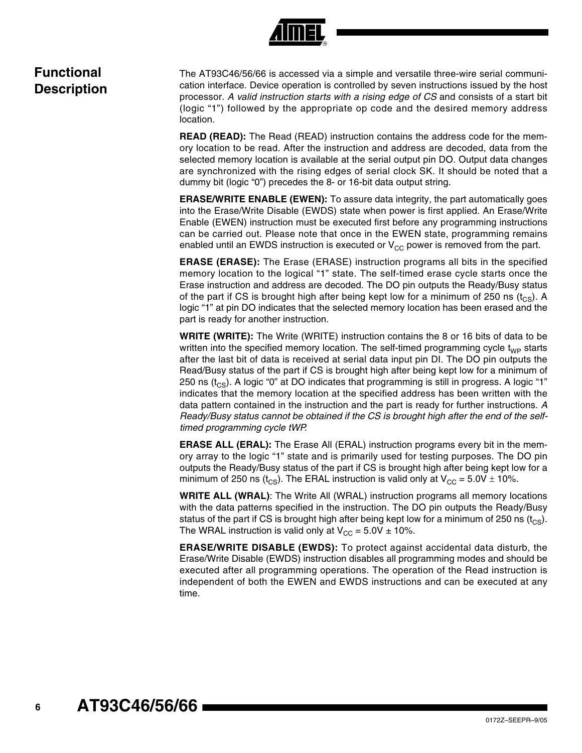# Functional Description

The AT93C46/56/66 is accessed via a simple and versatile three-wire serial communication interface. Device operation is controlled by seven instructions issued by the host processor. *A valid instruction starts with a rising edge of CS* and consists of a start bit (logic "1") followed by the appropriate op code and the desired memory address location.

**READ (READ):** The Read (READ) instruction contains the address code for the memory location to be read. After the instruction and address are decoded, data from the selected memory location is available at the serial output pin DO. Output data changes are synchronized with the rising edges of serial clock SK. It should be noted that a dummy bit (logic "0") precedes the 8- or 16-bit data output string.

**ERASE/WRITE ENABLE (EWEN):** To assure data integrity, the part automatically goes into the Erase/Write Disable (EWDS) state when power is first applied. An Erase/Write Enable (EWEN) instruction must be executed first before any programming instructions can be carried out. Please note that once in the EWEN state, programming remains enabled until an EWDS instruction is executed or $V_{CC}$ power is removed from the part.

**ERASE (ERASE):** The Erase (ERASE) instruction programs all bits in the specified memory location to the logical "1" state. The self-timed erase cycle starts once the Erase instruction and address are decoded. The DO pin outputs the Ready/Busy status of the part if CS is brought high after being kept low for a minimum of 250 ns ($t_{CS}$). A logic "1" at pin DO indicates that the selected memory location has been erased and the part is ready for another instruction.

**WRITE (WRITE):** The Write (WRITE) instruction contains the 8 or 16 bits of data to be written into the specified memory location. The self-timed programming cycle $t_{WP}$ starts after the last bit of data is received at serial data input pin DI. The DO pin outputs the Read/Busy status of the part if CS is brought high after being kept low for a minimum of 250 ns ($t_{CS}$). A logic "0" at DO indicates that programming is still in progress. A logic "1" indicates that the memory location at the specified address has been written with the data pattern contained in the instruction and the part is ready for further instructions. *A Ready/Busy status cannot be obtained if the CS is brought high after the end of the self-timed programming cycle tWP.*

**ERASE ALL (ERAL):** The Erase All (ERAL) instruction programs every bit in the memory array to the logic "1" state and is primarily used for testing purposes. The DO pin outputs the Ready/Busy status of the part if CS is brought high after being kept low for a minimum of 250 ns ($t_{CS}$). The ERAL instruction is valid only at $V_{CC}$ = 5.0V ± 10%.

**WRITE ALL (WRAL)**: The Write All (WRAL) instruction programs all memory locations with the data patterns specified in the instruction. The DO pin outputs the Ready/Busy status of the part if CS is brought high after being kept low for a minimum of 250 ns ($t_{CS}$). The WRAL instruction is valid only at $V_{CC}$ = 5.0V ± 10%.

**ERASE/WRITE DISABLE (EWDS):** To protect against accidental data disturb, the Erase/Write Disable (EWDS) instruction disables all programming modes and should be executed after all programming operations. The operation of the Read instruction is independent of both the EWEN and EWDS instructions and can be executed at any time.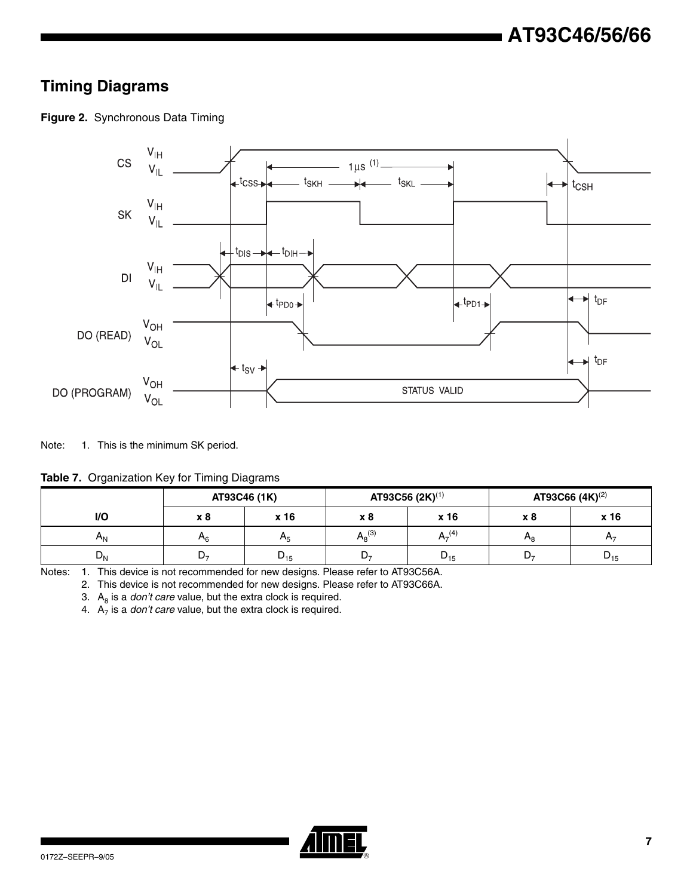## Timing Diagrams

**Figure 2.** Synchronous Data Timing

Note: 1. This is the minimum SK period.

**Table 7.** Organization Key for Timing Diagrams

| | AT93C46 (1K) | | AT93C56 (2K)[1] | | AT93C66 (4K)[2] | |
|---|---|---|---|---|---|---|
| **I/O** | **x 8** | **x 16** | **x 8** | **x 16** | **x 8** | **x 16** |
| $A_N$ | $A_6$ | $A_5$ | $A_8$[3] | $A_7$[4] | $A_8$ | $A_7$ |
| $D_N$ | $D_7$ | $D_{15}$ | $D_7$ | $D_{15}$ | $D_7$ | $D_{15}$ |

Notes:
1. This device is not recommended for new designs. Please refer to AT93C56A.
2. This device is not recommended for new designs. Please refer to AT93C66A.
3. $A_8$ is a *don't care* value, but the extra clock is required.
4. $A_7$ is a *don't care* value, but the extra clock is required.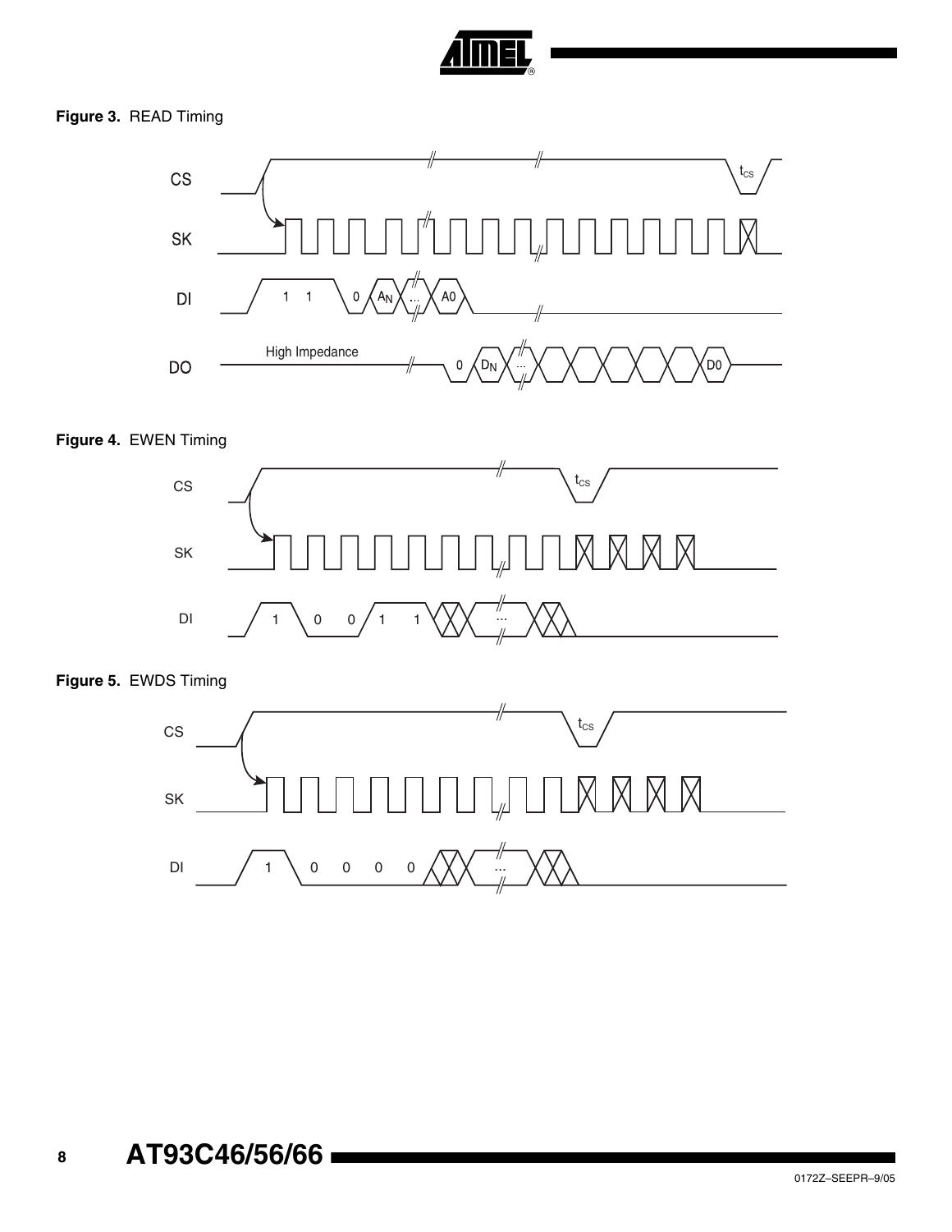**Figure 3.** READ Timing

**Figure 4.** EWEN Timing

**Figure 5.** EWDS Timing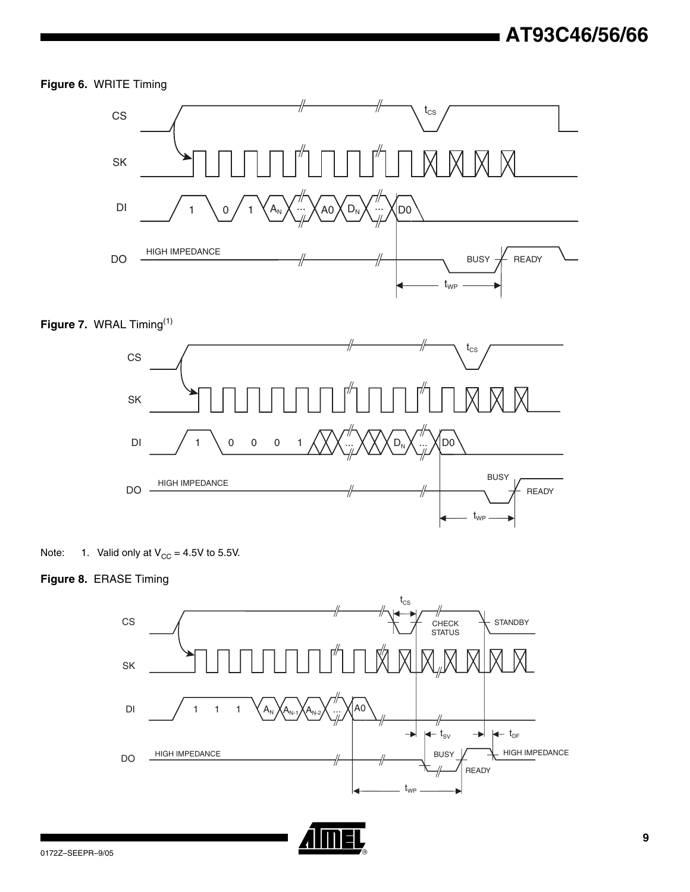**Figure 6.** WRITE Timing

**Figure 7.** WRAL Timing[(1)]

Note: 1. Valid only at $V_{CC}$ = 4.5V to 5.5V.

**Figure 8.** ERASE Timing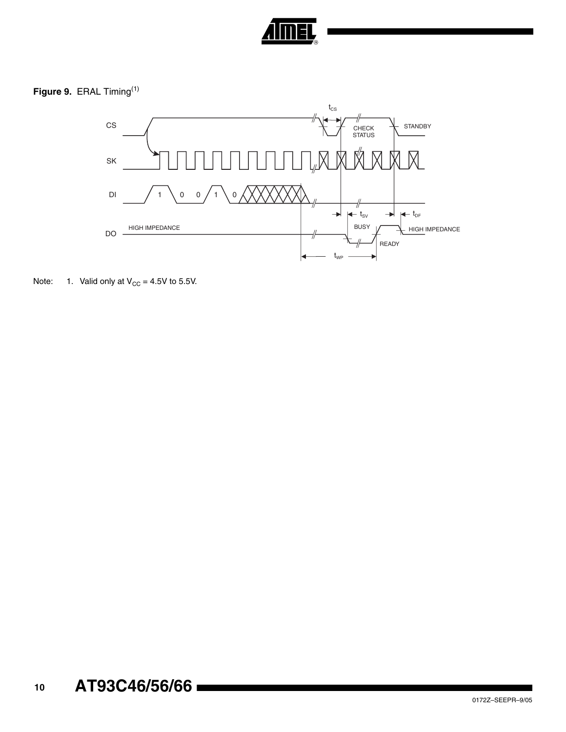**Figure 9.** ERAL Timing[1]

Note: 1. Valid only at $V_{CC}$ = 4.5V to 5.5V.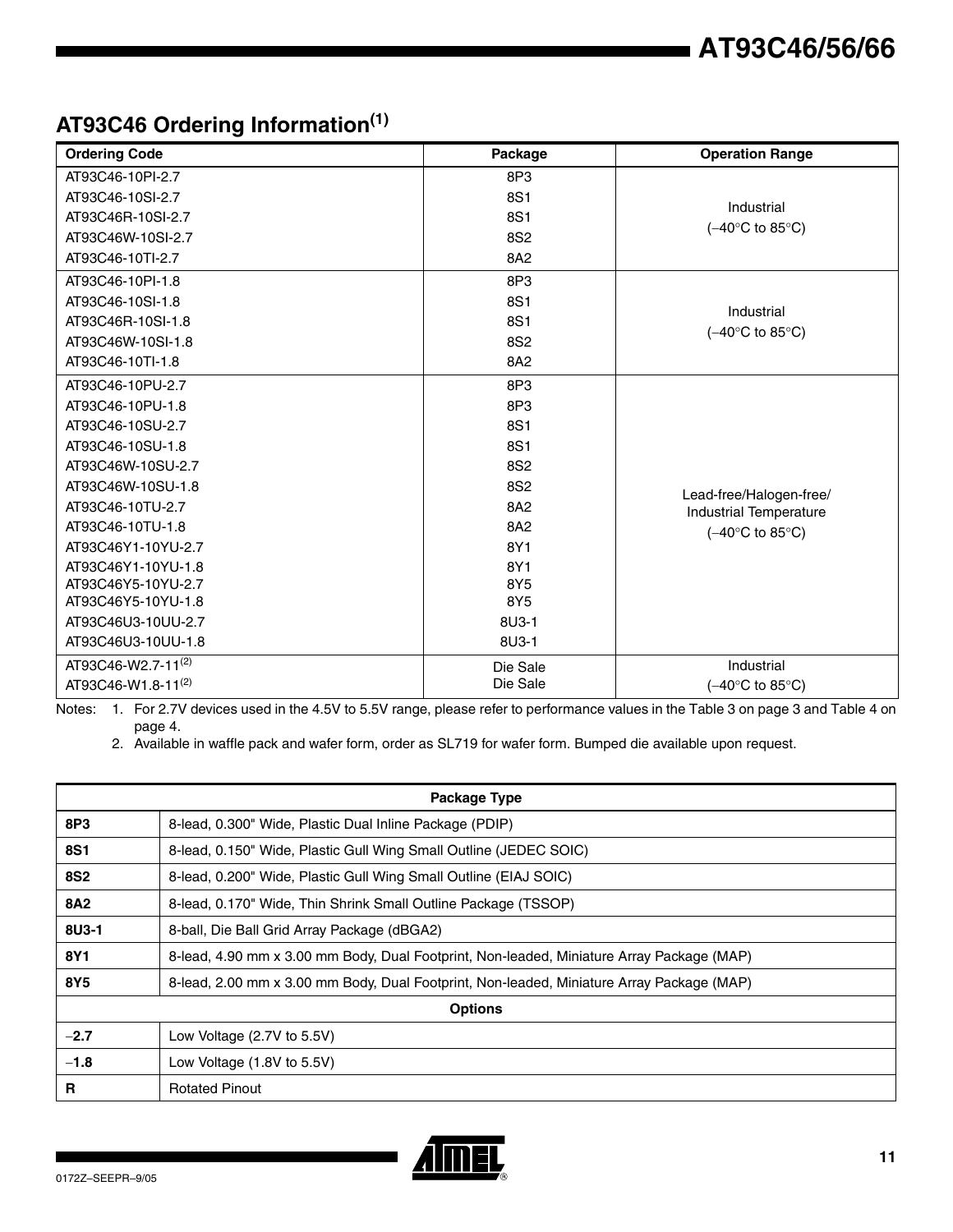## AT93C46 Ordering Information[1]

| Ordering Code | Package | Operation Range |
|---|---|---|
| AT93C46-10PI-2.7 | 8P3 | Industrial (−40°C to 85°C) |
| AT93C46-10SI-2.7 | 8S1 | |
| AT93C46R-10SI-2.7 | 8S1 | |
| AT93C46W-10SI-2.7 | 8S2 | |
| AT93C46-10TI-2.7 | 8A2 | |
| AT93C46-10PI-1.8 | 8P3 | Industrial (−40°C to 85°C) |
| AT93C46-10SI-1.8 | 8S1 | |
| AT93C46R-10SI-1.8 | 8S1 | |
| AT93C46W-10SI-1.8 | 8S2 | |
| AT93C46-10TI-1.8 | 8A2 | |
| AT93C46-10PU-2.7 | 8P3 | Lead-free/Halogen-free/ Industrial Temperature (−40°C to 85°C) |
| AT93C46-10PU-1.8 | 8P3 | |
| AT93C46-10SU-2.7 | 8S1 | |
| AT93C46-10SU-1.8 | 8S1 | |
| AT93C46W-10SU-2.7 | 8S2 | |
| AT93C46W-10SU-1.8 | 8S2 | |
| AT93C46-10TU-2.7 | 8A2 | |
| AT93C46-10TU-1.8 | 8A2 | |
| AT93C46Y1-10YU-2.7 | 8Y1 | |
| AT93C46Y1-10YU-1.8 | 8Y1 | |
| AT93C46Y5-10YU-2.7 | 8Y5 | |
| AT93C46Y5-10YU-1.8 | 8Y5 | |
| AT93C46U3-10UU-2.7 | 8U3-1 | |
| AT93C46U3-10UU-1.8 | 8U3-1 | |
| AT93C46-W2.7-11[2] | Die Sale | Industrial (−40°C to 85°C) |
| AT93C46-W1.8-11[2] | Die Sale | |

Notes: 1. For 2.7V devices used in the 4.5V to 5.5V range, please refer to performance values in the Table 3 on page 3 and Table 4 on page 4.

2. Available in waffle pack and wafer form, order as SL719 for wafer form. Bumped die available upon request.

| Package Type | |
|---|---|
| **8P3** | 8-lead, 0.300" Wide, Plastic Dual Inline Package (PDIP) |
| **8S1** | 8-lead, 0.150" Wide, Plastic Gull Wing Small Outline (JEDEC SOIC) |
| **8S2** | 8-lead, 0.200" Wide, Plastic Gull Wing Small Outline (EIAJ SOIC) |
| **8A2** | 8-lead, 0.170" Wide, Thin Shrink Small Outline Package (TSSOP) |
| **8U3-1** | 8-ball, Die Ball Grid Array Package (dBGA2) |
| **8Y1** | 8-lead, 4.90 mm x 3.00 mm Body, Dual Footprint, Non-leaded, Miniature Array Package (MAP) |
| **8Y5** | 8-lead, 2.00 mm x 3.00 mm Body, Dual Footprint, Non-leaded, Miniature Array Package (MAP) |
| **Options** | |
| **−2.7** | Low Voltage (2.7V to 5.5V) |
| **−1.8** | Low Voltage (1.8V to 5.5V) |
| **R** | Rotated Pinout |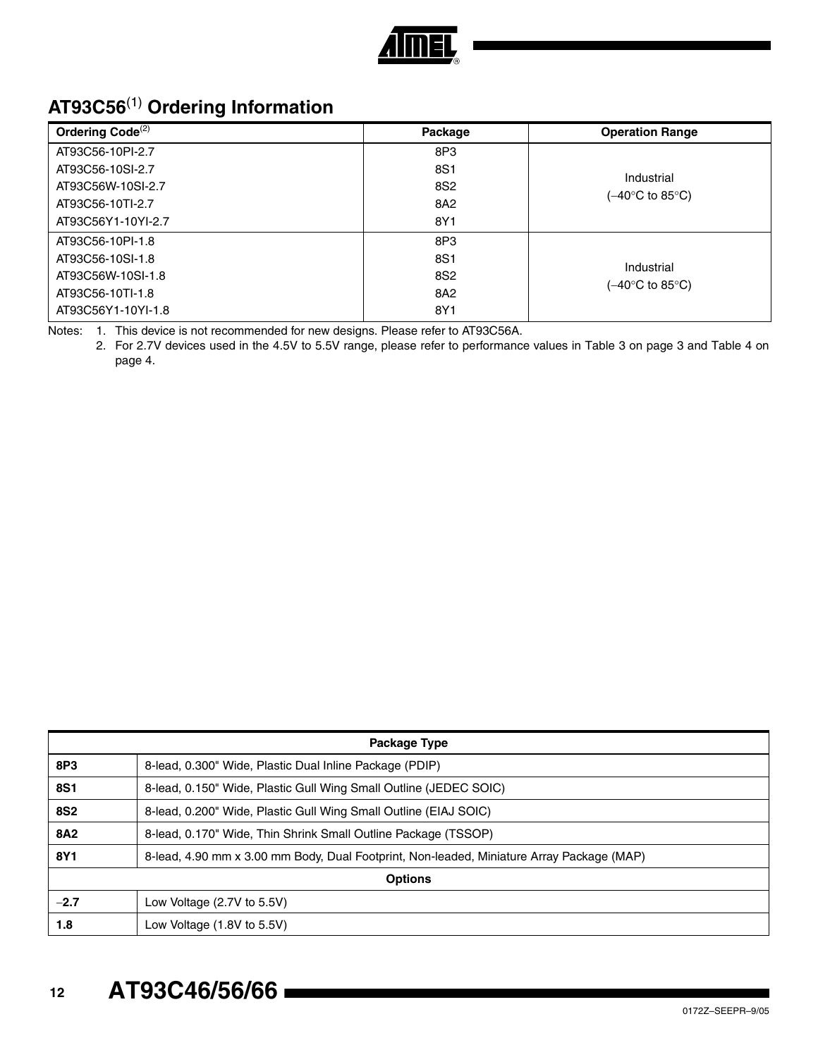## AT93C56[1] Ordering Information

| Ordering Code[2] | Package | Operation Range |
|---|---|---|
| AT93C56-10PI-2.7 | 8P3 | Industrial (−40°C to 85°C) |
| AT93C56-10SI-2.7 | 8S1 | |
| AT93C56W-10SI-2.7 | 8S2 | |
| AT93C56-10TI-2.7 | 8A2 | |
| AT93C56Y1-10YI-2.7 | 8Y1 | |
| AT93C56-10PI-1.8 | 8P3 | Industrial (−40°C to 85°C) |
| AT93C56-10SI-1.8 | 8S1 | |
| AT93C56W-10SI-1.8 | 8S2 | |
| AT93C56-10TI-1.8 | 8A2 | |
| AT93C56Y1-10YI-1.8 | 8Y1 | |

Notes: 1. This device is not recommended for new designs. Please refer to AT93C56A.
2. For 2.7V devices used in the 4.5V to 5.5V range, please refer to performance values in Table 3 on page 3 and Table 4 on page 4.

| Package Type | |
|---|---|
| **8P3** | 8-lead, 0.300" Wide, Plastic Dual Inline Package (PDIP) |
| **8S1** | 8-lead, 0.150" Wide, Plastic Gull Wing Small Outline (JEDEC SOIC) |
| **8S2** | 8-lead, 0.200" Wide, Plastic Gull Wing Small Outline (EIAJ SOIC) |
| **8A2** | 8-lead, 0.170" Wide, Thin Shrink Small Outline Package (TSSOP) |
| **8Y1** | 8-lead, 4.90 mm x 3.00 mm Body, Dual Footprint, Non-leaded, Miniature Array Package (MAP) |
| **Options** | |
| **−2.7** | Low Voltage (2.7V to 5.5V) |
| **1.8** | Low Voltage (1.8V to 5.5V) |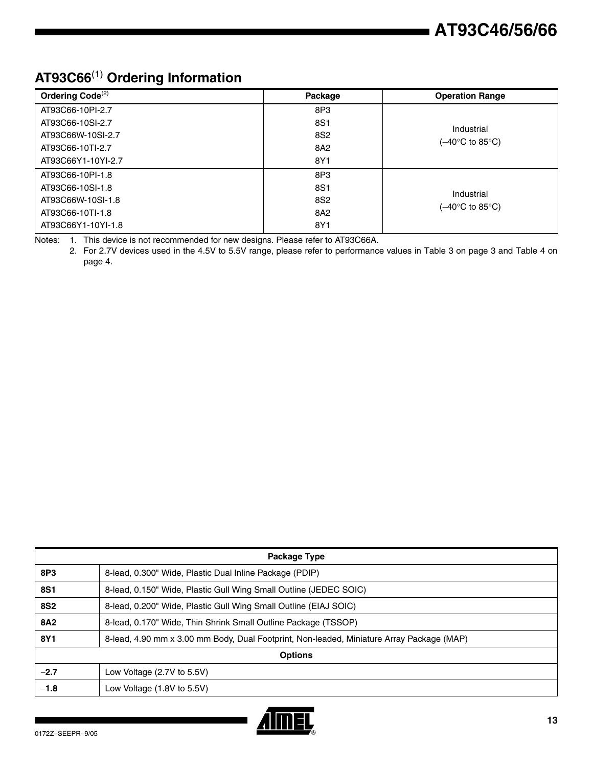## AT93C66[(1)] Ordering Information

| Ordering Code[(2)] | Package | Operation Range |
|---|---|---|
| AT93C66-10PI-2.7 | 8P3 | Industrial (−40°C to 85°C) |
| AT93C66-10SI-2.7 | 8S1 | |
| AT93C66W-10SI-2.7 | 8S2 | |
| AT93C66-10TI-2.7 | 8A2 | |
| AT93C66Y1-10YI-2.7 | 8Y1 | |
| AT93C66-10PI-1.8 | 8P3 | Industrial (−40°C to 85°C) |
| AT93C66-10SI-1.8 | 8S1 | |
| AT93C66W-10SI-1.8 | 8S2 | |
| AT93C66-10TI-1.8 | 8A2 | |
| AT93C66Y1-10YI-1.8 | 8Y1 | |

Notes: 1. This device is not recommended for new designs. Please refer to AT93C66A.

2. For 2.7V devices used in the 4.5V to 5.5V range, please refer to performance values in Table 3 on page 3 and Table 4 on page 4.

| Package Type | |
|---|---|
| **8P3** | 8-lead, 0.300" Wide, Plastic Dual Inline Package (PDIP) |
| **8S1** | 8-lead, 0.150" Wide, Plastic Gull Wing Small Outline (JEDEC SOIC) |
| **8S2** | 8-lead, 0.200" Wide, Plastic Gull Wing Small Outline (EIAJ SOIC) |
| **8A2** | 8-lead, 0.170" Wide, Thin Shrink Small Outline Package (TSSOP) |
| **8Y1** | 8-lead, 4.90 mm x 3.00 mm Body, Dual Footprint, Non-leaded, Miniature Array Package (MAP) |
| **Options** | |
| **−2.7** | Low Voltage (2.7V to 5.5V) |
| **−1.8** | Low Voltage (1.8V to 5.5V) |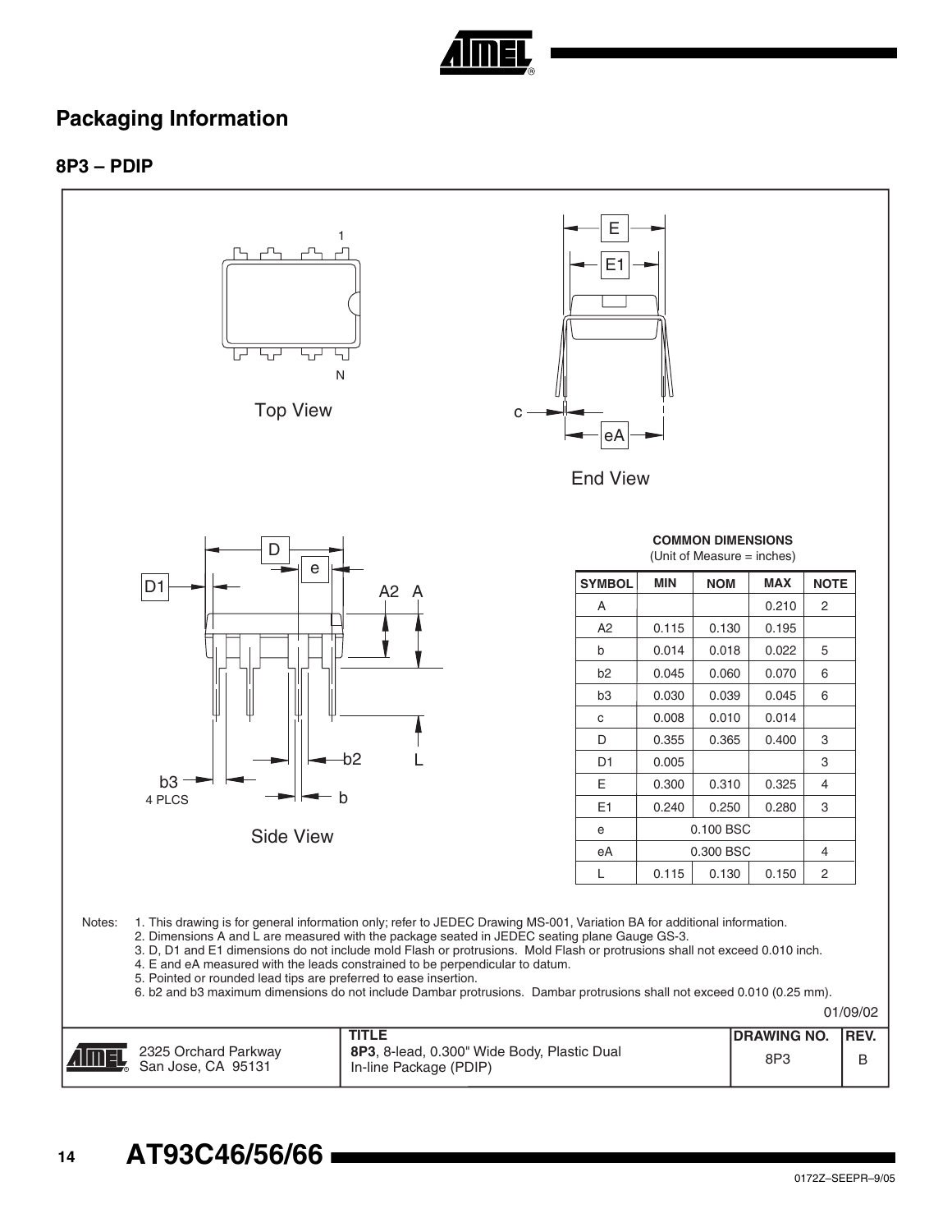## Packaging Information

### 8P3 – PDIP

Top View

End View

Side View

b3
4 PLCS

**COMMON DIMENSIONS**
(Unit of Measure = inches)

| SYMBOL | MIN | NOM | MAX | NOTE |
|---|---|---|---|---|
| A | | | 0.210 | 2 |
| A2 | 0.115 | 0.130 | 0.195 | |
| b | 0.014 | 0.018 | 0.022 | 5 |
| b2 | 0.045 | 0.060 | 0.070 | 6 |
| b3 | 0.030 | 0.039 | 0.045 | 6 |
| c | 0.008 | 0.010 | 0.014 | |
| D | 0.355 | 0.365 | 0.400 | 3 |
| D1 | 0.005 | | | 3 |
| E | 0.300 | 0.310 | 0.325 | 4 |
| E1 | 0.240 | 0.250 | 0.280 | 3 |
| e | | 0.100 BSC | | |
| eA | | 0.300 BSC | | 4 |
| L | 0.115 | 0.130 | 0.150 | 2 |

Notes:
1. This drawing is for general information only; refer to JEDEC Drawing MS-001, Variation BA for additional information.
2. Dimensions A and L are measured with the package seated in JEDEC seating plane Gauge GS-3.
3. D, D1 and E1 dimensions do not include mold Flash or protrusions. Mold Flash or protrusions shall not exceed 0.010 inch.
4. E and eA measured with the leads constrained to be perpendicular to datum.
5. Pointed or rounded lead tips are preferred to ease insertion.
6. b2 and b3 maximum dimensions do not include Dambar protrusions. Dambar protrusions shall not exceed 0.010 (0.25 mm).

01/09/02

| 2325 Orchard Parkway San Jose, CA 95131 | TITLE **8P3**, 8-lead, 0.300" Wide Body, Plastic Dual In-line Package (PDIP) | DRAWING NO. 8P3 | REV. B |
|---|---|---|---|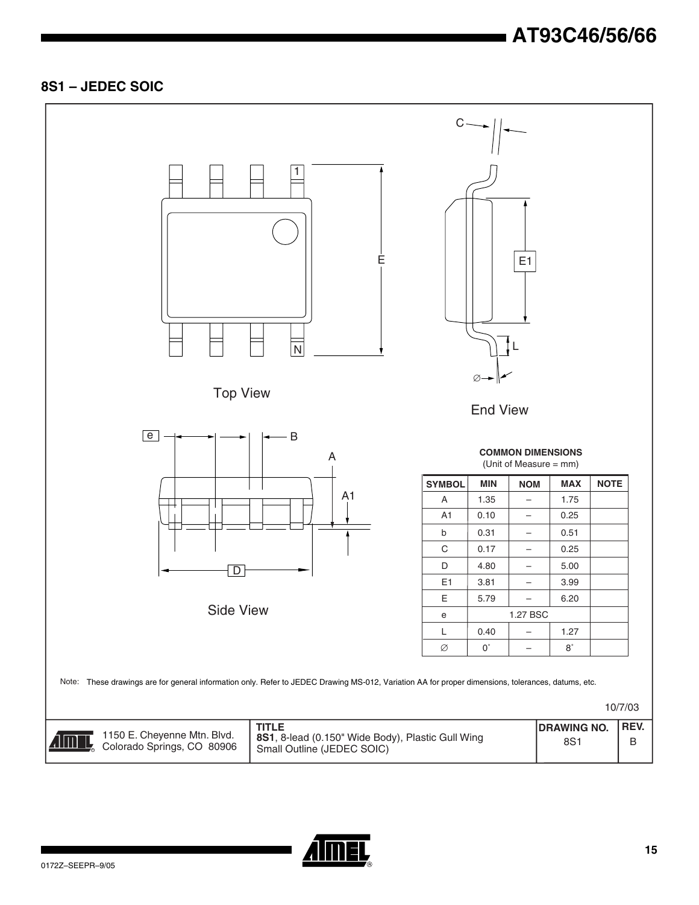## 8S1 – JEDEC SOIC

Top View

End View

Side View

**COMMON DIMENSIONS**
(Unit of Measure = mm)

| SYMBOL | MIN | NOM | MAX | NOTE |
|---|---|---|---|---|
| A | 1.35 | – | 1.75 | |
| A1 | 0.10 | – | 0.25 | |
| b | 0.31 | – | 0.51 | |
| C | 0.17 | – | 0.25 | |
| D | 4.80 | – | 5.00 | |
| E1 | 3.81 | – | 3.99 | |
| E | 5.79 | – | 6.20 | |
| e | | 1.27 BSC | | |
| L | 0.40 | – | 1.27 | |
| ∅ | 0° | – | 8° | |

Note: These drawings are for general information only. Refer to JEDEC Drawing MS-012, Variation AA for proper dimensions, tolerances, datums, etc.

10/7/03

| 1150 E. Cheyenne Mtn. Blvd. Colorado Springs, CO 80906 | TITLE **8S1**, 8-lead (0.150" Wide Body), Plastic Gull Wing Small Outline (JEDEC SOIC) | DRAWING NO. 8S1 | REV. B |
|---|---|---|---|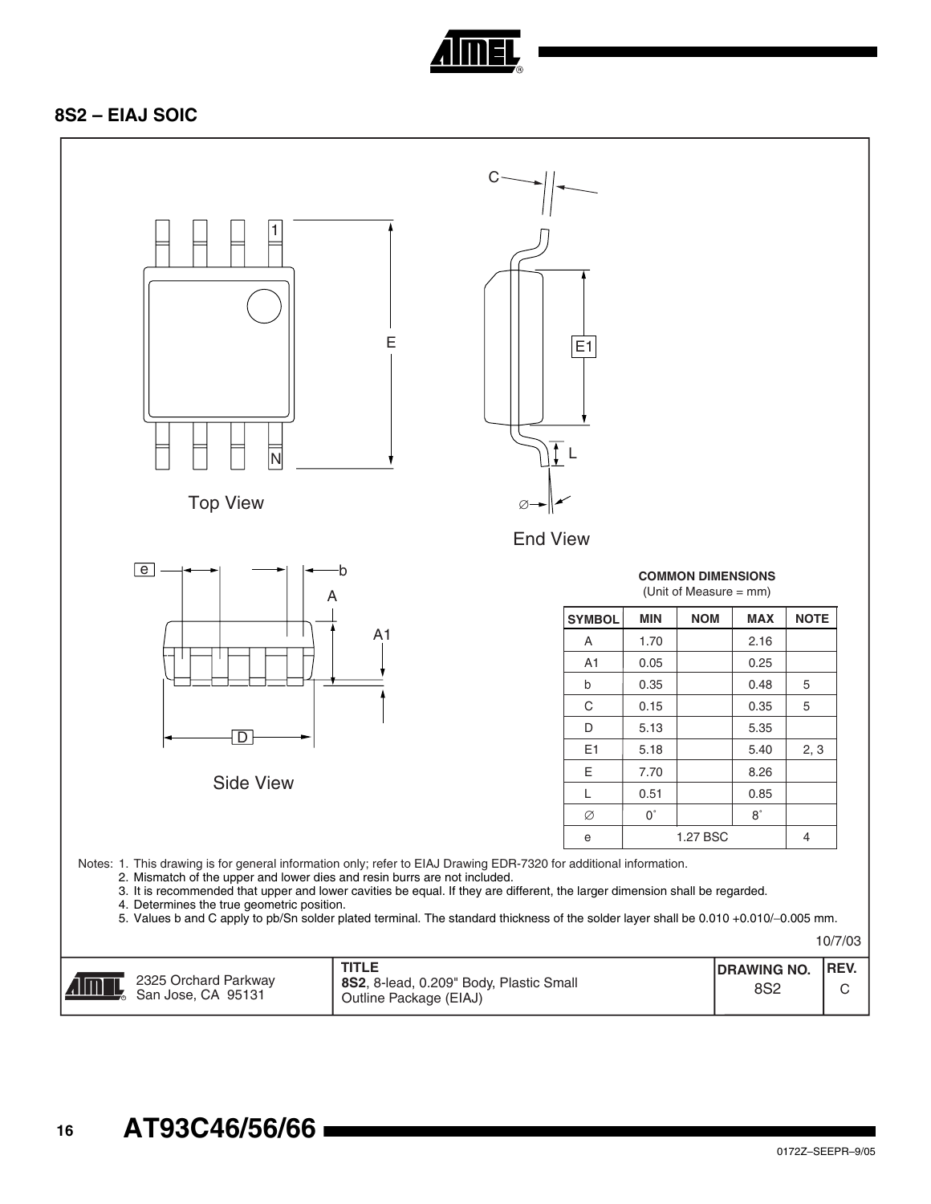## 8S2 – EIAJ SOIC

Top View

End View

Side View

**COMMON DIMENSIONS**
(Unit of Measure = mm)

| SYMBOL | MIN | NOM | MAX | NOTE |
|---|---|---|---|---|
| A | 1.70 | | 2.16 | |
| A1 | 0.05 | | 0.25 | |
| b | 0.35 | | 0.48 | 5 |
| C | 0.15 | | 0.35 | 5 |
| D | 5.13 | | 5.35 | |
| E1 | 5.18 | | 5.40 | 2, 3 |
| E | 7.70 | | 8.26 | |
| L | 0.51 | | 0.85 | |
| ∅ | 0° | | 8° | |
| e | | 1.27 BSC | | 4 |

Notes:
1. This drawing is for general information only; refer to EIAJ Drawing EDR-7320 for additional information.
2. Mismatch of the upper and lower dies and resin burrs are not included.
3. It is recommended that upper and lower cavities be equal. If they are different, the larger dimension shall be regarded.
4. Determines the true geometric position.
5. Values b and C apply to pb/Sn solder plated terminal. The standard thickness of the solder layer shall be 0.010 +0.010/–0.005 mm.

10/7/03

| 2325 Orchard Parkway San Jose, CA 95131 | **TITLE** **8S2**, 8-lead, 0.209" Body, Plastic Small Outline Package (EIAJ) | **DRAWING NO.** 8S2 | **REV.** C |
|---|---|---|---|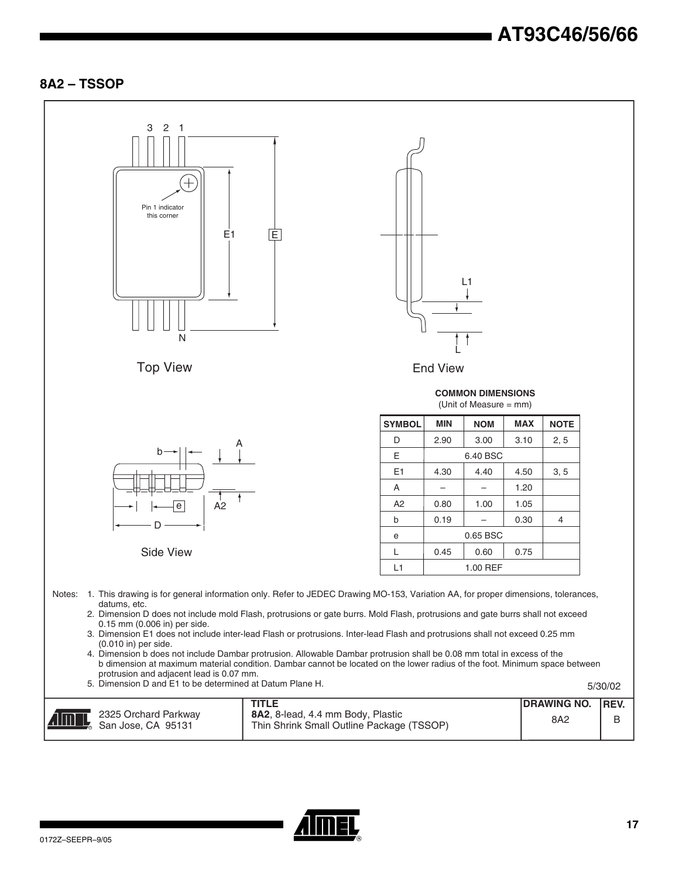## 8A2 – TSSOP

Top View

End View

Side View

**COMMON DIMENSIONS**
(Unit of Measure = mm)

| SYMBOL | MIN | NOM | MAX | NOTE |
|---|---|---|---|---|
| D | 2.90 | 3.00 | 3.10 | 2, 5 |
| E | | 6.40 BSC | | |
| E1 | 4.30 | 4.40 | 4.50 | 3, 5 |
| A | – | – | 1.20 | |
| A2 | 0.80 | 1.00 | 1.05 | |
| b | 0.19 | – | 0.30 | 4 |
| e | | 0.65 BSC | | |
| L | 0.45 | 0.60 | 0.75 | |
| L1 | | 1.00 REF | | |

Notes:
1. This drawing is for general information only. Refer to JEDEC Drawing MO-153, Variation AA, for proper dimensions, tolerances, datums, etc.
2. Dimension D does not include mold Flash, protrusions or gate burrs. Mold Flash, protrusions and gate burrs shall not exceed 0.15 mm (0.006 in) per side.
3. Dimension E1 does not include inter-lead Flash or protrusions. Inter-lead Flash and protrusions shall not exceed 0.25 mm (0.010 in) per side.
4. Dimension b does not include Dambar protrusion. Allowable Dambar protrusion shall be 0.08 mm total in excess of the b dimension at maximum material condition. Dambar cannot be located on the lower radius of the foot. Minimum space between protrusion and adjacent lead is 0.07 mm.
5. Dimension D and E1 to be determined at Datum Plane H.

5/30/02

| | TITLE | DRAWING NO. | REV. |
|---|---|---|---|
| 2325 Orchard Parkway<br>San Jose, CA 95131 | **8A2**, 8-lead, 4.4 mm Body, Plastic<br>Thin Shrink Small Outline Package (TSSOP) | 8A2 | B |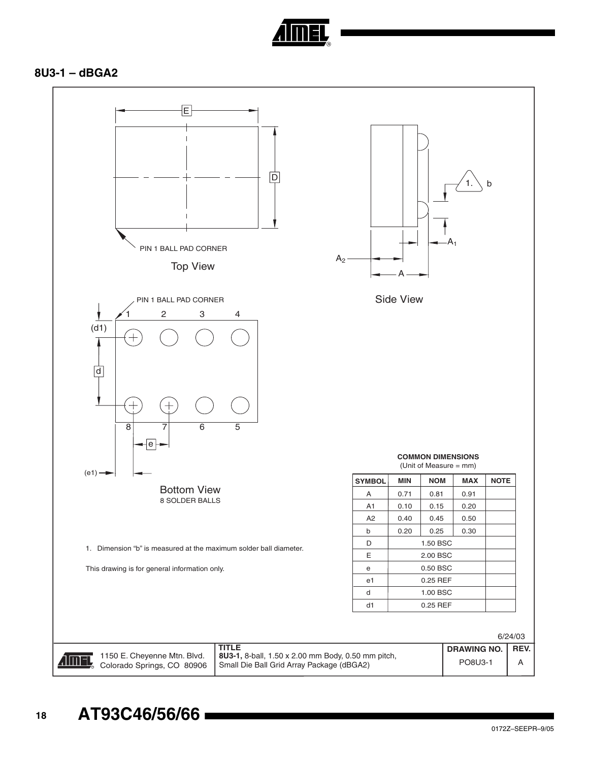## 8U3-1 – dBGA2

PIN 1 BALL PAD CORNER

Top View

Side View

PIN 1 BALL PAD CORNER

Bottom View
8 SOLDER BALLS

**COMMON DIMENSIONS**
(Unit of Measure = mm)

| SYMBOL | MIN | NOM | MAX | NOTE |
|---|---|---|---|---|
| A | 0.71 | 0.81 | 0.91 | |
| A1 | 0.10 | 0.15 | 0.20 | |
| A2 | 0.40 | 0.45 | 0.50 | |
| b | 0.20 | 0.25 | 0.30 | |
| D | | 1.50 BSC | | |
| E | | 2.00 BSC | | |
| e | | 0.50 BSC | | |
| e1 | | 0.25 REF | | |
| d | | 1.00 BSC | | |
| d1 | | 0.25 REF | | |

1. Dimension "b" is measured at the maximum solder ball diameter.

This drawing is for general information only.

6/24/03

| | TITLE | DRAWING NO. | REV. |
|---|---|---|---|
| 1150 E. Cheyenne Mtn. Blvd. Colorado Springs, CO 80906 | **8U3-1,** 8-ball, 1.50 x 2.00 mm Body, 0.50 mm pitch, Small Die Ball Grid Array Package (dBGA2) | PO8U3-1 | A |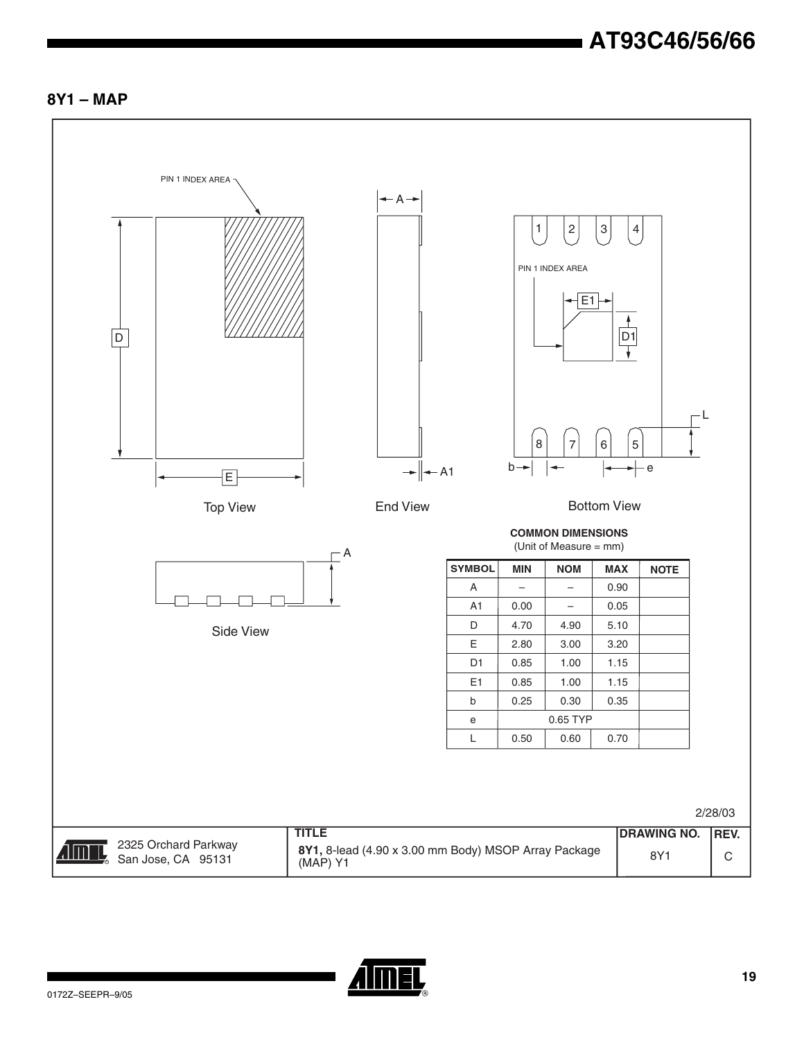## 8Y1 – MAP

PIN 1 INDEX AREA

Top View

End View

Bottom View

Side View

**COMMON DIMENSIONS**
(Unit of Measure = mm)

| SYMBOL | MIN | NOM | MAX | NOTE |
|---|---|---|---|---|
| A | – | – | 0.90 | |
| A1 | 0.00 | – | 0.05 | |
| D | 4.70 | 4.90 | 5.10 | |
| E | 2.80 | 3.00 | 3.20 | |
| D1 | 0.85 | 1.00 | 1.15 | |
| E1 | 0.85 | 1.00 | 1.15 | |
| b | 0.25 | 0.30 | 0.35 | |
| e | | 0.65 TYP | | |
| L | 0.50 | 0.60 | 0.70 | |

2/28/03

| | TITLE | DRAWING NO. | REV. |
|---|---|---|---|
| 2325 Orchard Parkway San Jose, CA 95131 | **8Y1,** 8-lead (4.90 x 3.00 mm Body) MSOP Array Package (MAP) Y1 | 8Y1 | C |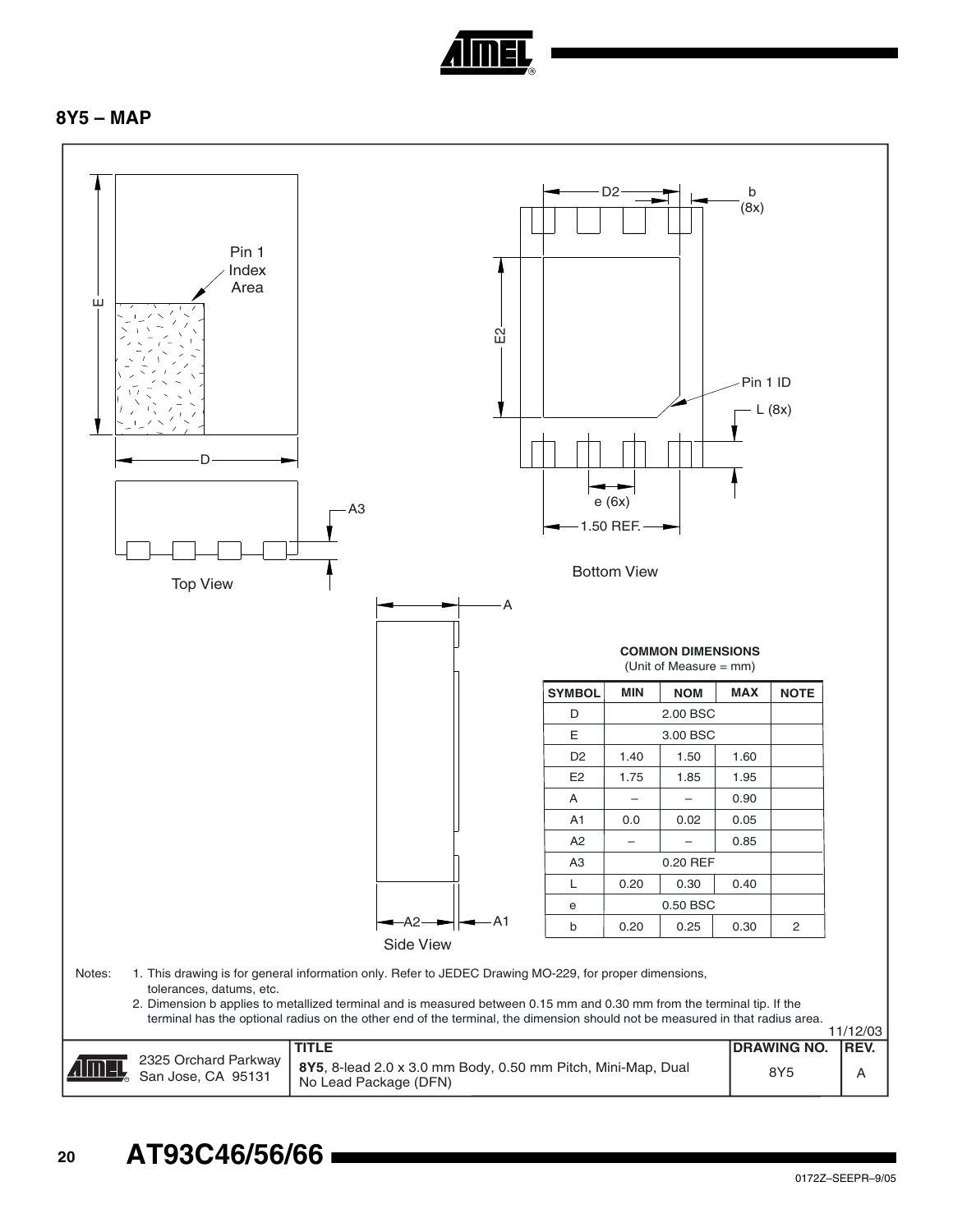## 8Y5 – MAP

Top View

Bottom View

Side View

**COMMON DIMENSIONS**
(Unit of Measure = mm)

| SYMBOL | MIN | NOM | MAX | NOTE |
|---|---|---|---|---|
| D | | 2.00 BSC | | |
| E | | 3.00 BSC | | |
| D2 | 1.40 | 1.50 | 1.60 | |
| E2 | 1.75 | 1.85 | 1.95 | |
| A | – | – | 0.90 | |
| A1 | 0.0 | 0.02 | 0.05 | |
| A2 | – | – | 0.85 | |
| A3 | | 0.20 REF | | |
| L | 0.20 | 0.30 | 0.40 | |
| e | | 0.50 BSC | | |
| b | 0.20 | 0.25 | 0.30 | 2 |

Notes:
1. This drawing is for general information only. Refer to JEDEC Drawing MO-229, for proper dimensions, tolerances, datums, etc.
2. Dimension b applies to metallized terminal and is measured between 0.15 mm and 0.30 mm from the terminal tip. If the terminal has the optional radius on the other end of the terminal, the dimension should not be measured in that radius area.

11/12/03

| | TITLE | DRAWING NO. | REV. |
|---|---|---|---|
| 2325 Orchard Parkway San Jose, CA 95131 | **8Y5**, 8-lead 2.0 x 3.0 mm Body, 0.50 mm Pitch, Mini-Map, Dual No Lead Package (DFN) | 8Y5 | A |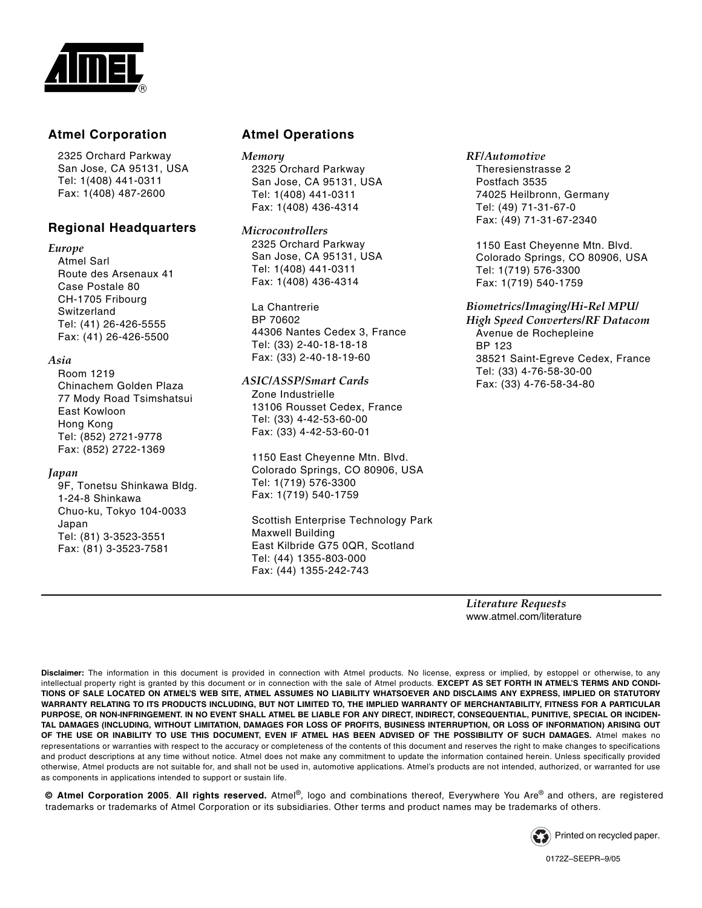## Atmel Corporation

2325 Orchard Parkway
San Jose, CA 95131, USA
Tel: 1(408) 441-0311
Fax: 1(408) 487-2600

## Regional Headquarters

*Europe*
Atmel Sarl
Route des Arsenaux 41
Case Postale 80
CH-1705 Fribourg
Switzerland
Tel: (41) 26-426-5555
Fax: (41) 26-426-5500

*Asia*
Room 1219
Chinachem Golden Plaza
77 Mody Road Tsimshatsui
East Kowloon
Hong Kong
Tel: (852) 2721-9778
Fax: (852) 2722-1369

*Japan*
9F, Tonetsu Shinkawa Bldg.
1-24-8 Shinkawa
Chuo-ku, Tokyo 104-0033
Japan
Tel: (81) 3-3523-3551
Fax: (81) 3-3523-7581

## Atmel Operations

*Memory*
2325 Orchard Parkway
San Jose, CA 95131, USA
Tel: 1(408) 441-0311
Fax: 1(408) 436-4314

*Microcontrollers*
2325 Orchard Parkway
San Jose, CA 95131, USA
Tel: 1(408) 441-0311
Fax: 1(408) 436-4314

La Chantrerie
BP 70602
44306 Nantes Cedex 3, France
Tel: (33) 2-40-18-18-18
Fax: (33) 2-40-18-19-60

*ASIC/ASSP/Smart Cards*
Zone Industrielle
13106 Rousset Cedex, France
Tel: (33) 4-42-53-60-00
Fax: (33) 4-42-53-60-01

1150 East Cheyenne Mtn. Blvd.
Colorado Springs, CO 80906, USA
Tel: 1(719) 576-3300
Fax: 1(719) 540-1759

Scottish Enterprise Technology Park
Maxwell Building
East Kilbride G75 0QR, Scotland
Tel: (44) 1355-803-000
Fax: (44) 1355-242-743

*RF/Automotive*
Theresienstrasse 2
Postfach 3535
74025 Heilbronn, Germany
Tel: (49) 71-31-67-0
Fax: (49) 71-31-67-2340

1150 East Cheyenne Mtn. Blvd.
Colorado Springs, CO 80906, USA
Tel: 1(719) 576-3300
Fax: 1(719) 540-1759

*Biometrics/Imaging/Hi-Rel MPU/ High Speed Converters/RF Datacom*
Avenue de Rochepleine
BP 123
38521 Saint-Egreve Cedex, France
Tel: (33) 4-76-58-30-00
Fax: (33) 4-76-58-34-80

*Literature Requests*
www.atmel.com/literature

**Disclaimer:** The information in this document is provided in connection with Atmel products. No license, express or implied, by estoppel or otherwise, to any intellectual property right is granted by this document or in connection with the sale of Atmel products. **EXCEPT AS SET FORTH IN ATMEL'S TERMS AND CONDITIONS OF SALE LOCATED ON ATMEL'S WEB SITE, ATMEL ASSUMES NO LIABILITY WHATSOEVER AND DISCLAIMS ANY EXPRESS, IMPLIED OR STATUTORY WARRANTY RELATING TO ITS PRODUCTS INCLUDING, BUT NOT LIMITED TO, THE IMPLIED WARRANTY OF MERCHANTABILITY, FITNESS FOR A PARTICULAR PURPOSE, OR NON-INFRINGEMENT. IN NO EVENT SHALL ATMEL BE LIABLE FOR ANY DIRECT, INDIRECT, CONSEQUENTIAL, PUNITIVE, SPECIAL OR INCIDENTAL DAMAGES (INCLUDING, WITHOUT LIMITATION, DAMAGES FOR LOSS OF PROFITS, BUSINESS INTERRUPTION, OR LOSS OF INFORMATION) ARISING OUT OF THE USE OR INABILITY TO USE THIS DOCUMENT, EVEN IF ATMEL HAS BEEN ADVISED OF THE POSSIBILITY OF SUCH DAMAGES.** Atmel makes no representations or warranties with respect to the accuracy or completeness of the contents of this document and reserves the right to make changes to specifications and product descriptions at any time without notice. Atmel does not make any commitment to update the information contained herein. Unless specifically provided otherwise, Atmel products are not suitable for, and shall not be used in, automotive applications. Atmel's products are not intended, authorized, or warranted for use as components in applications intended to support or sustain life.

**© Atmel Corporation 2005**. **All rights reserved.** Atmel®, logo and combinations thereof, Everywhere You Are® and others, are registered trademarks or trademarks of Atmel Corporation or its subsidiaries. Other terms and product names may be trademarks of others.

Printed on recycled paper.

0172Z–SEEPR–9/05